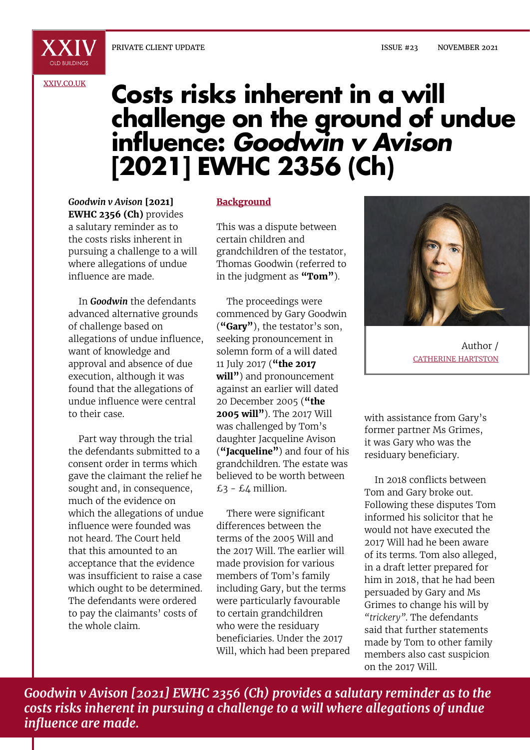XXIV OLD BUILDINGS

PRIVATE CLIENT UPDATE ISSUE #23 NOVEMBER 2021

XXIV.CO.UK

# Costs risks inherent in a will challenge on the ground of undue influence: *Goodwin v Avison* [2021] EWHC 2356 (Ch)

***Goodwin v Avison* [2021] EWHC 2356 (Ch)** provides a salutary reminder as to the costs risks inherent in pursuing a challenge to a will where allegations of undue influence are made.

In ***Goodwin*** the defendants advanced alternative grounds of challenge based on allegations of undue influence, want of knowledge and approval and absence of due execution, although it was found that the allegations of undue influence were central to their case.

Part way through the trial the defendants submitted to a consent order in terms which gave the claimant the relief he sought and, in consequence, much of the evidence on which the allegations of undue influence were founded was not heard. The Court held that this amounted to an acceptance that the evidence was insufficient to raise a case which ought to be determined. The defendants were ordered to pay the claimants' costs of the whole claim.

## Background

This was a dispute between certain children and grandchildren of the testator, Thomas Goodwin (referred to in the judgment as **"Tom"**).

The proceedings were commenced by Gary Goodwin (**"Gary"**), the testator's son, seeking pronouncement in solemn form of a will dated 11 July 2017 (**"the 2017 will"**) and pronouncement against an earlier will dated 20 December 2005 (**"the 2005 will"**). The 2017 Will was challenged by Tom's daughter Jacqueline Avison (**"Jacqueline"**) and four of his grandchildren. The estate was believed to be worth between £3 - £4 million.

There were significant differences between the terms of the 2005 Will and the 2017 Will. The earlier will made provision for various members of Tom's family including Gary, but the terms were particularly favourable to certain grandchildren who were the residuary beneficiaries. Under the 2017 Will, which had been prepared with assistance from Gary's former partner Ms Grimes, it was Gary who was the residuary beneficiary.

In 2018 conflicts between Tom and Gary broke out. Following these disputes Tom informed his solicitor that he would not have executed the 2017 Will had he been aware of its terms. Tom also alleged, in a draft letter prepared for him in 2018, that he had been persuaded by Gary and Ms Grimes to change his will by *"trickery"*. The defendants said that further statements made by Tom to other family members also cast suspicion on the 2017 Will.

Author / CATHERINE HARTSTON

***Goodwin v Avison [2021] EWHC 2356 (Ch) provides a salutary reminder as to the costs risks inherent in pursuing a challenge to a will where allegations of undue influence are made.***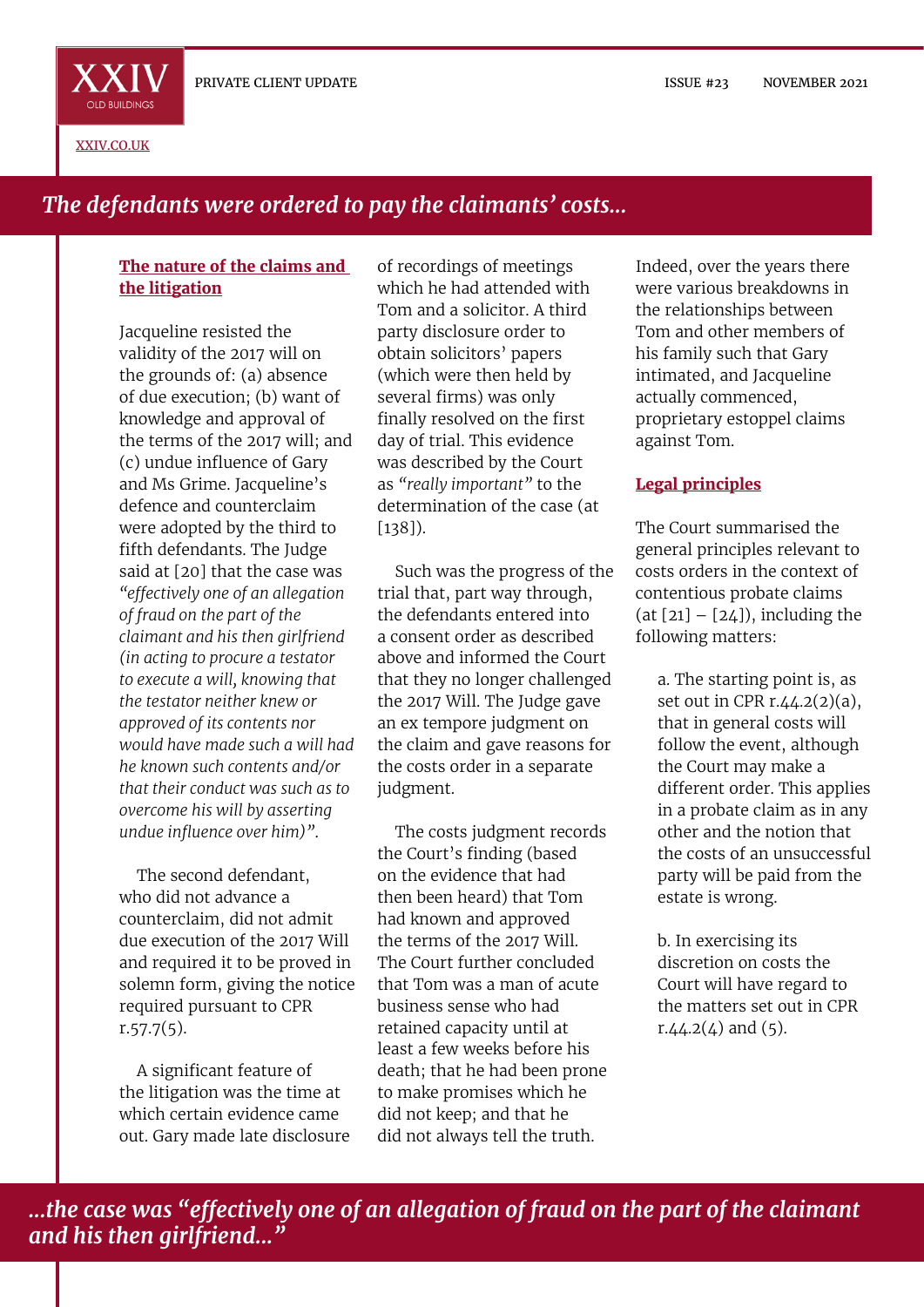*The defendants were ordered to pay the claimants' costs...*

## The nature of the claims and the litigation

Jacqueline resisted the validity of the 2017 will on the grounds of: (a) absence of due execution; (b) want of knowledge and approval of the terms of the 2017 will; and (c) undue influence of Gary and Ms Grime. Jacqueline's defence and counterclaim were adopted by the third to fifth defendants. The Judge said at [20] that the case was *"effectively one of an allegation of fraud on the part of the claimant and his then girlfriend (in acting to procure a testator to execute a will, knowing that the testator neither knew of or approved of its contents nor would have made such a will had he known such contents and/or that their conduct was such as to overcome his will by asserting undue influence over him)"*.

The second defendant, who did not advance a counterclaim, did not admit due execution of the 2017 Will and required it to be proved in solemn form, giving the notice required pursuant to CPR r.57.7(5).

A significant feature of the litigation was the time at which certain evidence came out. Gary made late disclosure of recordings of meetings which he had attended with Tom and a solicitor. A third party disclosure order to obtain solicitors' papers (which were then held by several firms) was only finally resolved on the first day of trial. This evidence was described by the Court as *"really important"* to the determination of the case (at [138]).

Such was the progress of the trial that, part way through, the defendants entered into a consent order as described above and informed the Court that they no longer challenged the 2017 Will. The Judge gave an ex tempore judgment on the claim and gave reasons for the costs order in a separate judgment.

The costs judgment records the Court's finding (based on the evidence that had then been heard) that Tom had known and approved the terms of the 2017 Will. The Court further concluded that Tom was a man of acute business sense who had retained capacity until at least a few weeks before his death; that he had been prone to make promises which he did not keep; and that he did not always tell the truth.

Indeed, over the years there were various breakdowns in the relationships between Tom and other members of his family such that Gary intimated, and Jacqueline actually commenced, proprietary estoppel claims against Tom.

## Legal principles

The Court summarised the general principles relevant to costs orders in the context of contentious probate claims (at [21] – [24]), including the following matters:

a. The starting point is, as set out in CPR r.44.2(2)(a), that in general costs will follow the event, although the Court may make a different order. This applies in a probate claim as in any other and the notion that the costs of an unsuccessful party will be paid from the estate is wrong.

b. In exercising its discretion on costs the Court will have regard to the matters set out in CPR r.44.2(4) and (5).

*...the case was "effectively one of an allegation of fraud on the part of the claimant and his then girlfriend..."*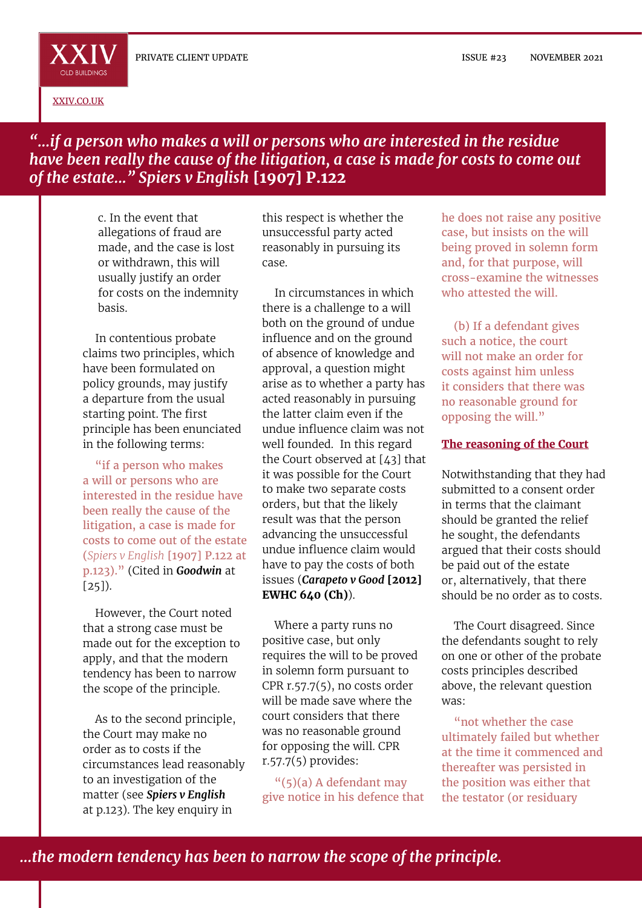*"...if a person who makes a will or persons who are interested in the residue have been really the cause of the litigation, a case is made for costs to come out of the estate..." Spiers v English* **[1907] P.122**

c. In the event that allegations of fraud are made, and the case is lost or withdrawn, this will usually justify an order for costs on the indemnity basis.

In contentious probate claims two principles, which have been formulated on policy grounds, may justify a departure from the usual starting point. The first principle has been enunciated in the following terms:

> "if a person who makes a will or persons who are interested in the residue have been really the cause of the litigation, a case is made for costs to come out of the estate (*Spiers v English* [1907] P.122 at p.123)." (Cited in ***Goodwin*** at [25]).

However, the Court noted that a strong case must be made out for the exception to apply, and that the modern tendency has been to narrow the scope of the principle.

As to the second principle, the Court may make no order as to costs if the circumstances lead reasonably to an investigation of the matter (see ***Spiers v English*** at p.123). The key enquiry in this respect is whether the unsuccessful party acted reasonably in pursuing its case.

In circumstances in which there is a challenge to a will both on the ground of undue influence and on the ground of absence of knowledge and approval, a question might arise as to whether a party has acted reasonably in pursuing the latter claim even if the undue influence claim was not well founded. In this regard the Court observed at [43] that it was possible for the Court to make two separate costs orders, but that the likely result was that the person advancing the unsuccessful undue influence claim would have to pay the costs of both issues (***Carapeto v Good* [2012] EWHC 640 (Ch)**).

Where a party runs no positive case, but only requires the will to be proved in solemn form pursuant to CPR r.57.7(5), no costs order will be made save where the court considers that there was no reasonable ground for opposing the will. CPR r.57.7(5) provides:

> "(5)(a) A defendant may give notice in his defence that he does not raise any positive case, but insists on the will being proved in solemn form and, for that purpose, will cross-examine the witnesses who attested the will.
>
> (b) If a defendant gives such a notice, the court will not make an order for costs against him unless it considers that there was no reasonable ground for opposing the will."

## The reasoning of the Court

Notwithstanding that they had submitted to a consent order in terms that the claimant should be granted the relief he sought, the defendants argued that their costs should be paid out of the estate or, alternatively, that there should be no order as to costs.

The Court disagreed. Since the defendants sought to rely on one or other of the probate costs principles described above, the relevant question was:

> "not whether the case ultimately failed but whether at the time it commenced and thereafter was persisted in the position was either that the testator (or residuary

*...the modern tendency has been to narrow the scope of the principle.*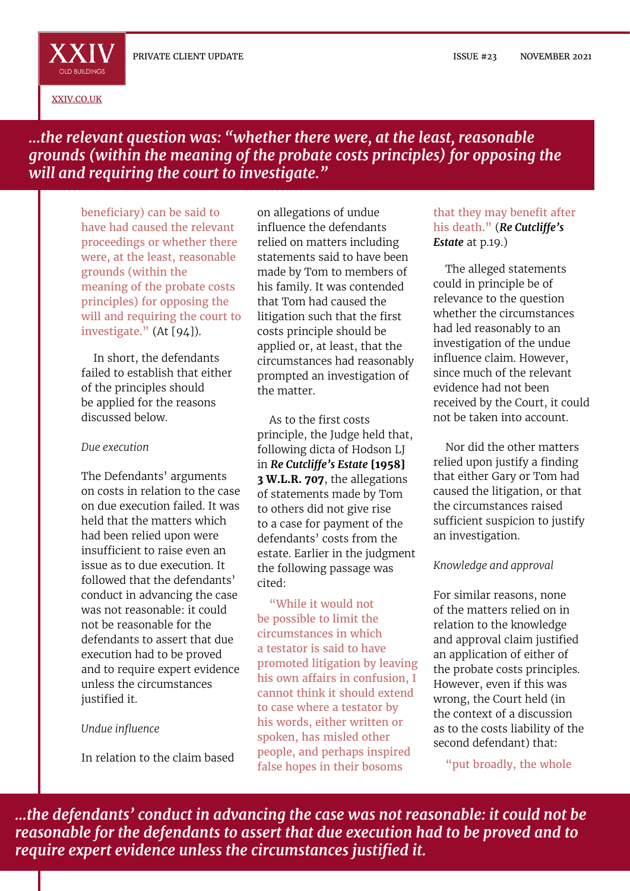*...the relevant question was: "whether there were, at the least, reasonable grounds (within the meaning of the probate costs principles) for opposing the will and requiring the court to investigate."*

beneficiary) can be said to have had caused the relevant proceedings or whether there were, at the least, reasonable grounds (within the meaning of the probate costs principles) for opposing the will and requiring the court to investigate." (At [94]).

In short, the defendants failed to establish that either of the principles should be applied for the reasons discussed below.

*Due execution*

The Defendants' arguments on costs in relation to the case on due execution failed. It was held that the matters which had been relied upon were insufficient to raise even an issue as to due execution. It followed that the defendants' conduct in advancing the case was not reasonable: it could not be reasonable for the defendants to assert that due execution had to be proved and to require expert evidence unless the circumstances justified it.

*Undue influence*

In relation to the claim based on allegations of undue influence the defendants relied on matters including statements said to have been made by Tom to members of his family. It was contended that Tom had caused the litigation such that the first costs principle should be applied or, at least, that the circumstances had reasonably prompted an investigation of the matter.

As to the first costs principle, the Judge held that, following dicta of Hodson LJ in ***Re Cutcliffe's Estate* [1958] 3 W.L.R. 707**, the allegations of statements made by Tom to others did not give rise to a case for payment of the defendants' costs from the estate. Earlier in the judgment the following passage was cited:

"While it would not be possible to limit the circumstances in which a testator is said to have promoted litigation by leaving his own affairs in confusion, I cannot think it should extend to case where a testator by his words, either written or spoken, has misled other people, and perhaps inspired false hopes in their bosoms that they may benefit after his death." (***Re Cutcliffe's Estate*** at p.19.)

The alleged statements could in principle be of relevance to the question whether the circumstances had led reasonably to an investigation of the undue influence claim. However, since much of the relevant evidence had not been received by the Court, it could not be taken into account.

Nor did the other matters relied upon justify a finding that either Gary or Tom had caused the litigation, or that the circumstances raised sufficient suspicion to justify an investigation.

*Knowledge and approval*

For similar reasons, none of the matters relied on in relation to the knowledge and approval claim justified an application of either of the probate costs principles. However, even if this was wrong, the Court held (in the context of a discussion as to the costs liability of the second defendant) that:

"put broadly, the whole

*...the defendants' conduct in advancing the case was not reasonable: it could not be reasonable for the defendants to assert that due execution had to be proved and to require expert evidence unless the circumstances justified it.*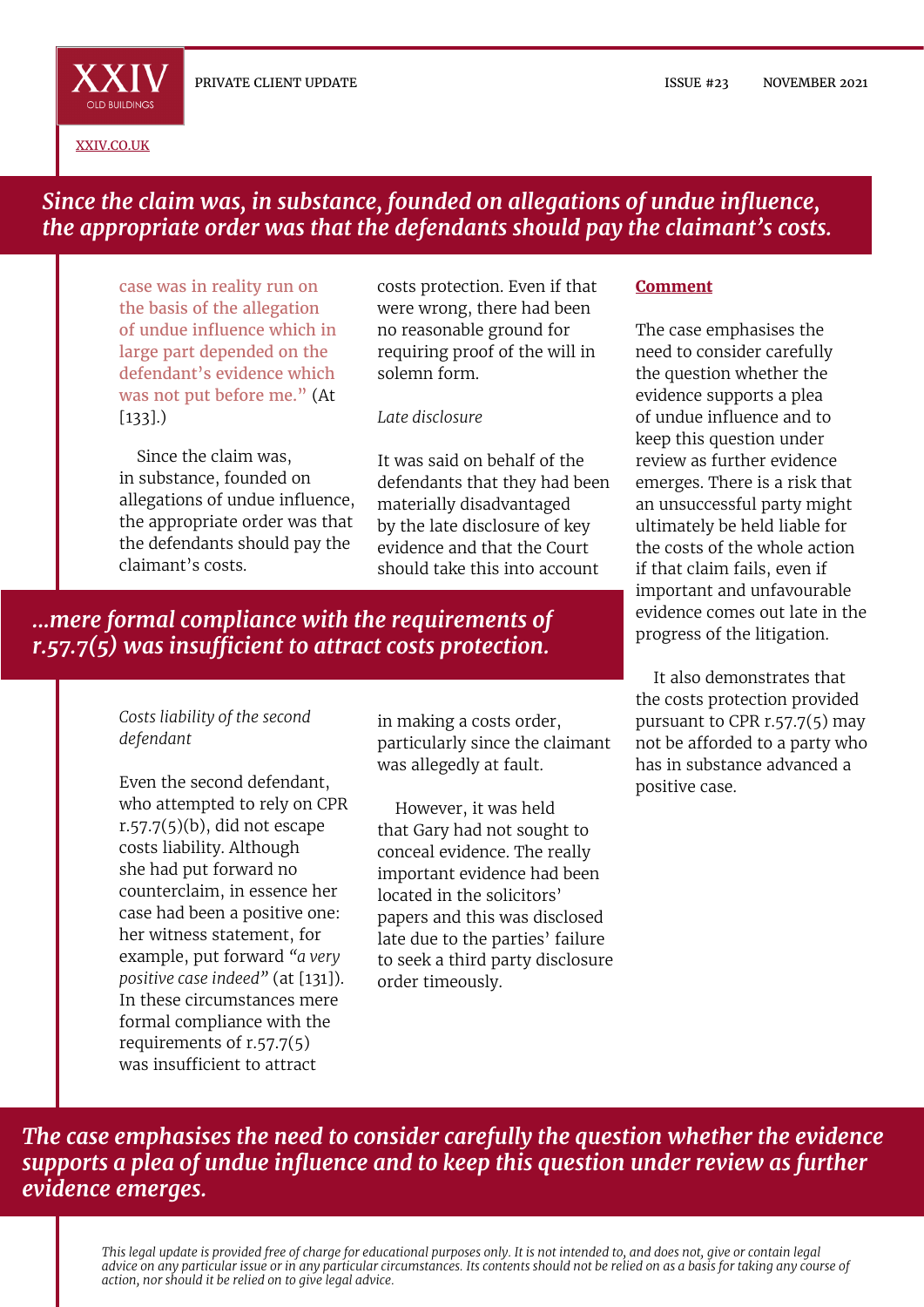*Since the claim was, in substance, founded on allegations of undue influence, the appropriate order was that the defendants should pay the claimant's costs.*

case was in reality run on the basis of the allegation of undue influence which in large part depended on the defendant's evidence which was not put before me." (At [133].)

Since the claim was, in substance, founded on allegations of undue influence, the appropriate order was that the defendants should pay the claimant's costs.

*...mere formal compliance with the requirements of r.57.7(5) was insufficient to attract costs protection.*

*Costs liability of the second defendant*

Even the second defendant, who attempted to rely on CPR r.57.7(5)(b), did not escape costs liability. Although she had put forward no counterclaim, in essence her case had been a positive one: her witness statement, for example, put forward *"a very positive case indeed"* (at [131]). In these circumstances mere formal compliance with the requirements of r.57.7(5) was insufficient to attract costs protection. Even if that were wrong, there had been no reasonable ground for requiring proof of the will in solemn form.

*Late disclosure*

It was said on behalf of the defendants that they had been materially disadvantaged by the late disclosure of key evidence and that the Court should take this into account in making a costs order, particularly since the claimant was allegedly at fault.

However, it was held that Gary had not sought to conceal evidence. The really important evidence had been located in the solicitors' papers and this was disclosed late due to the parties' failure to seek a third party disclosure order timeously.

**Comment**

The case emphasises the need to consider carefully the question whether the evidence supports a plea of undue influence and to keep this question under review as further evidence emerges. There is a risk that an unsuccessful party might ultimately be held liable for the costs of the whole action if that claim fails, even if important and unfavourable evidence comes out late in the progress of the litigation.

It also demonstrates that the costs protection provided pursuant to CPR r.57.7(5) may not be afforded to a party who has in substance advanced a positive case.

*The case emphasises the need to consider carefully the question whether the evidence supports a plea of undue influence and to keep this question under review as further evidence emerges.*

*This legal update is provided free of charge for educational purposes only. It is not intended to, and does not, give or contain legal advice on any particular issue or in any particular circumstances. Its contents should not be relied on as a basis for taking any course of action, nor should it be relied on to give legal advice.*